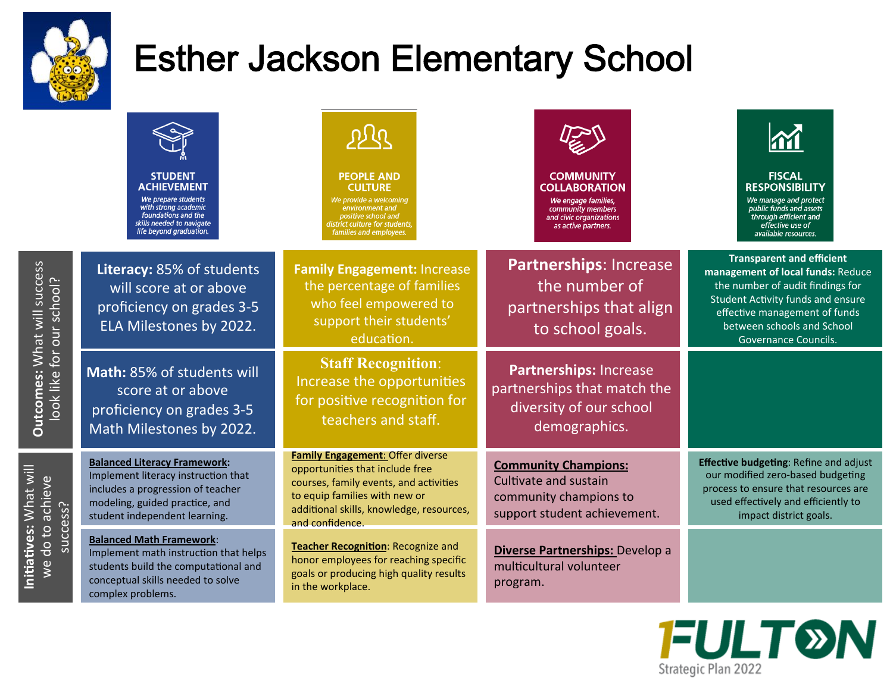# Esther Jackson Elementary School

| | STUDENT ACHIEVEMENT | PEOPLE AND CULTURE | COMMUNITY COLLABORATION | FISCAL RESPONSIBILITY |
|---|---|---|---|---|
| | *We prepare students with strong academic foundations and the skills needed to navigate life beyond graduation.* | *We provide a welcoming environment and positive school and district culture for students, families and employees.* | *We engage families, community members and civic organizations as active partners.* | *We manage and protect public funds and assets through efficient and effective use of available resources.* |
| **Outcomes:** What will success look like for our school? | **Literacy:** 85% of students will score at or above proficiency on grades 3-5 ELA Milestones by 2022. | **Family Engagement:** Increase the percentage of families who feel empowered to support their students' education. | **Partnerships**: Increase the number of partnerships that align to school goals. | **Transparent and efficient management of local funds:** Reduce the number of audit findings for Student Activity funds and ensure effective management of funds between schools and School Governance Councils. |
| | **Math:** 85% of students will score at or above proficiency on grades 3-5 Math Milestones by 2022. | **Staff Recognition**: Increase the opportunities for positive recognition for teachers and staff. | **Partnerships:** Increase partnerships that match the diversity of our school demographics. | |
| **Initiatives:** What will we do to achieve success? | **Balanced Literacy Framework**: Implement literacy instruction that includes a progression of teacher modeling, guided practice, and student independent learning. | **Family Engagement**: Offer diverse opportunities that include free courses, family events, and activities to equip families with new or additional skills, knowledge, resources, and confidence. | **Community Champions:** Cultivate and sustain community champions to support student achievement. | **Effective budgeting**: Refine and adjust our modified zero-based budgeting process to ensure that resources are used effectively and efficiently to impact district goals. |
| | **Balanced Math Framework**: Implement math instruction that helps students build the computational and conceptual skills needed to solve complex problems. | **Teacher Recognition**: Recognize and honor employees for reaching specific goals or producing high quality results in the workplace. | **Diverse Partnerships:** Develop a multicultural volunteer program. | |

1FULTON Strategic Plan 2022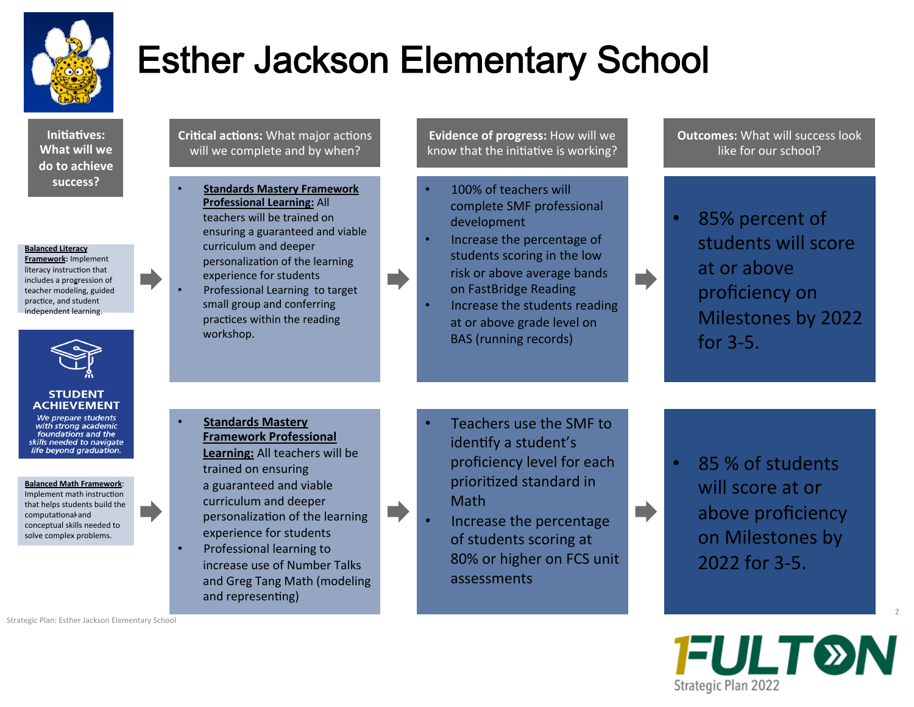# Esther Jackson Elementary School

| Initiatives: What will we do to achieve success? | Critical actions: What major actions will we complete and by when? | Evidence of progress: How will we know that the initiative is working? | Outcomes: What will success look like for our school? |
|---|---|---|---|
| **Balanced Literacy Framework**: Implement literacy instruction that includes a progression of teacher modeling, guided practice, and student independent learning. | • **Standards Mastery Framework Professional Learning:** All teachers will be trained on ensuring a guaranteed and viable curriculum and deeper personalization of the learning experience for students<br>• Professional Learning to target small group and conferring practices within the reading workshop. | • 100% of teachers will complete SMF professional development<br>• Increase the percentage of students scoring in the low risk or above average bands on FastBridge Reading<br>• Increase the students reading at or above grade level on BAS (running records) | • 85% percent of students will score at or above proficiency on Milestones by 2022 for 3-5. |
| **Balanced Math Framework**: Implement math instruction that helps students build the computational and conceptual skills needed to solve complex problems. | • **Standards Mastery Framework Professional Learning:** All teachers will be trained on ensuring a guaranteed and viable curriculum and deeper personalization of the learning experience for students<br>• Professional learning to increase use of Number Talks and Greg Tang Math (modeling and representing) | • Teachers use the SMF to identify a student's proficiency level for each prioritized standard in Math<br>• Increase the percentage of students scoring at 80% or higher on FCS unit assessments | • 85 % of students will score at or above proficiency on Milestones by 2022 for 3-5. |

**STUDENT ACHIEVEMENT**

*We prepare students with strong academic foundations and the skills needed to navigate life beyond graduation.*

Strategic Plan: Esther Jackson Elementary School

FULTON Strategic Plan 2022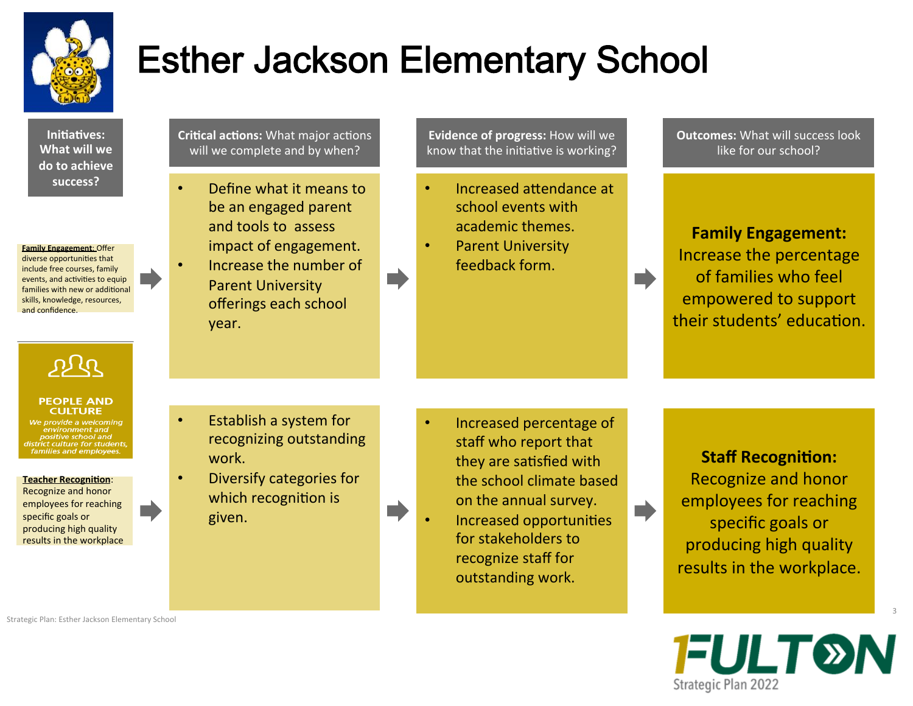# Esther Jackson Elementary School

| Initiatives: What will we do to achieve success? | Critical actions: What major actions will we complete and by when? | Evidence of progress: How will we know that the initiative is working? | Outcomes: What will success look like for our school? |
| --- | --- | --- | --- |
| **Family Engagement:** Offer diverse opportunities that include free courses, family events, and activities to equip families with new or additional skills, knowledge, resources, and confidence. | • Define what it means to be an engaged parent and tools to assess impact of engagement.<br>• Increase the number of Parent University offerings each school year. | • Increased attendance at school events with academic themes.<br>• Parent University feedback form. | **Family Engagement:** Increase the percentage of families who feel empowered to support their students' education. |
| **PEOPLE AND CULTURE** *We provide a welcoming environment and positive school and district culture for students, families and employees.*<br><br>**Teacher Recognition**: Recognize and honor employees for reaching specific goals or producing high quality results in the workplace | • Establish a system for recognizing outstanding work.<br>• Diversify categories for which recognition is given. | • Increased percentage of staff who report that they are satisfied with the school climate based on the annual survey.<br>• Increased opportunities for stakeholders to recognize staff for outstanding work. | **Staff Recognition:** Recognize and honor employees for reaching specific goals or producing high quality results in the workplace. |

Strategic Plan: Esther Jackson Elementary School

FULTON Strategic Plan 2022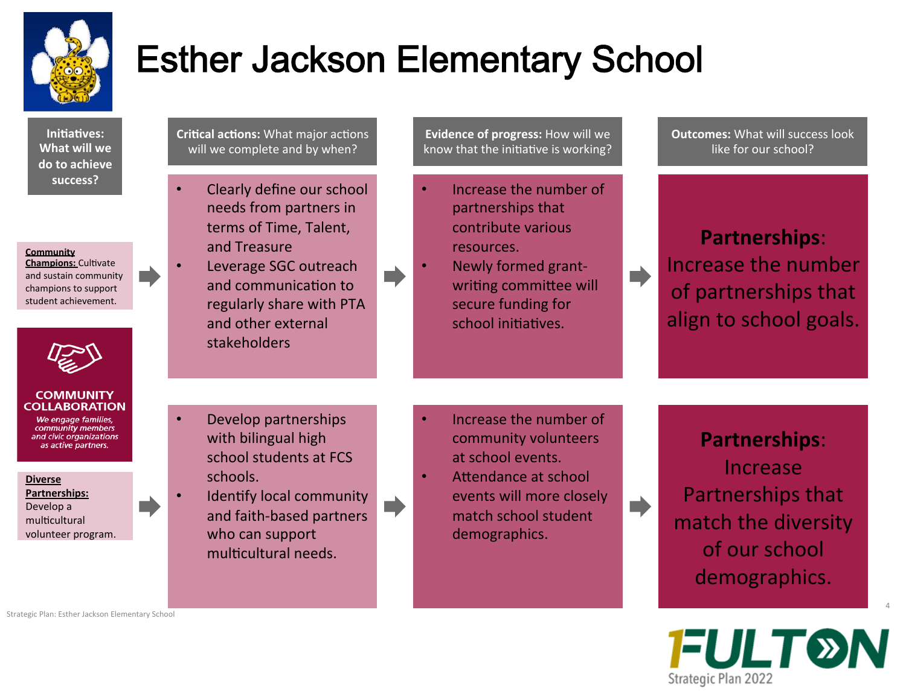# Esther Jackson Elementary School

| Initiatives: What will we do to achieve success? | Critical actions: What major actions will we complete and by when? | Evidence of progress: How will we know that the initiative is working? | Outcomes: What will success look like for our school? |
|---|---|---|---|
| **Community Champions:** Cultivate and sustain community champions to support student achievement. | • Clearly define our school needs from partners in terms of Time, Talent, and Treasure<br>• Leverage SGC outreach and communication to regularly share with PTA and other external stakeholders | • Increase the number of partnerships that contribute various resources.<br>• Newly formed grant-writing committee will secure funding for school initiatives. | **Partnerships**: Increase the number of partnerships that align to school goals. |
| **Diverse Partnerships:** Develop a multicultural volunteer program. | • Develop partnerships with bilingual high school students at FCS schools.<br>• Identify local community and faith-based partners who can support multicultural needs. | • Increase the number of community volunteers at school events.<br>• Attendance at school events will more closely match school student demographics. | **Partnerships**: Increase Partnerships that match the diversity of our school demographics. |

**COMMUNITY COLLABORATION**

*We engage families, community members and civic organizations as active partners.*

Strategic Plan: Esther Jackson Elementary School

FULTON Strategic Plan 2022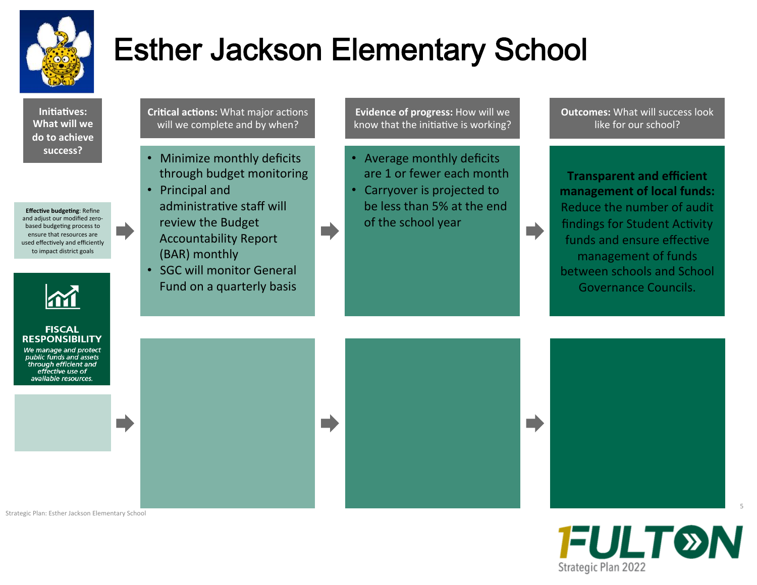# Esther Jackson Elementary School

| Initiatives: What will we do to achieve success? | Critical actions: What major actions will we complete and by when? | Evidence of progress: How will we know that the initiative is working? | Outcomes: What will success look like for our school? |
|---|---|---|---|
| **Effective budgeting**: Refine and adjust our modified zero-based budgeting process to ensure that resources are used effectively and efficiently to impact district goals | • Minimize monthly deficits through budget monitoring<br>• Principal and administrative staff will review the Budget Accountability Report (BAR) monthly<br>• SGC will monitor General Fund on a quarterly basis | • Average monthly deficits are 1 or fewer each month<br>• Carryover is projected to be less than 5% at the end of the school year | **Transparent and efficient management of local funds:** Reduce the number of audit findings for Student Activity funds and ensure effective management of funds between schools and School Governance Councils. |
| | | | |

**FISCAL RESPONSIBILITY**

*We manage and protect public funds and assets through efficient and effective use of available resources.*

Strategic Plan: Esther Jackson Elementary School

FULTON Strategic Plan 2022